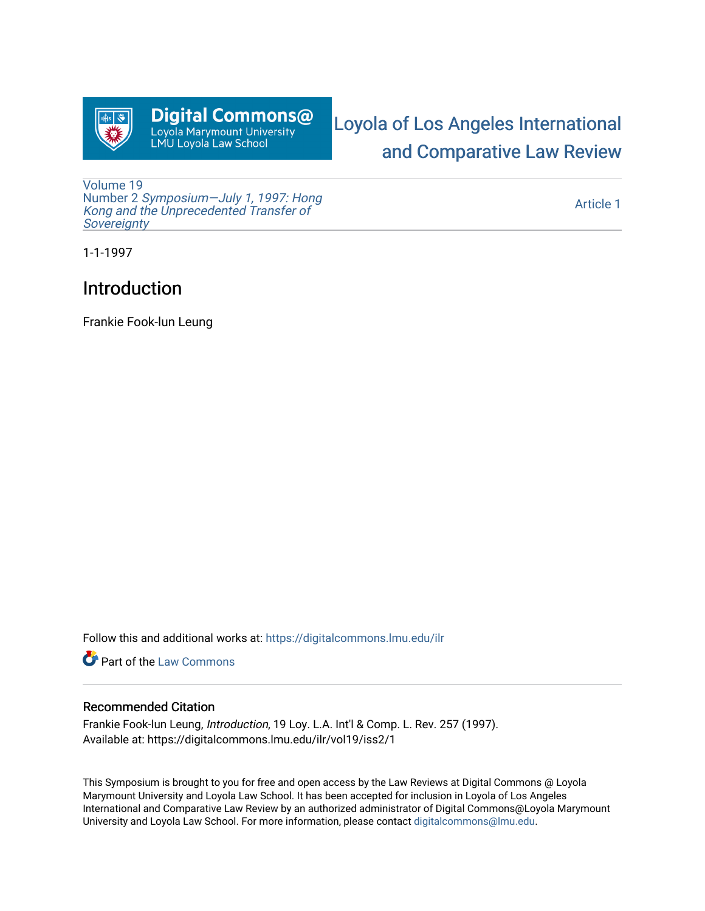Digital Commons@
Loyola Marymount University
LMU Loyola Law School

# Loyola of Los Angeles International and Comparative Law Review

Volume 19
Number 2 *Symposium—July 1, 1997: Hong Kong and the Unprecedented Transfer of Sovereignty*

Article 1

1-1-1997

## Introduction

Frankie Fook-lun Leung

Follow this and additional works at: https://digitalcommons.lmu.edu/ilr

Part of the Law Commons

### Recommended Citation

Frankie Fook-lun Leung, *Introduction*, 19 Loy. L.A. Int'l & Comp. L. Rev. 257 (1997).
Available at: https://digitalcommons.lmu.edu/ilr/vol19/iss2/1

This Symposium is brought to you for free and open access by the Law Reviews at Digital Commons @ Loyola Marymount University and Loyola Law School. It has been accepted for inclusion in Loyola of Los Angeles International and Comparative Law Review by an authorized administrator of Digital Commons@Loyola Marymount University and Loyola Law School. For more information, please contact digitalcommons@lmu.edu.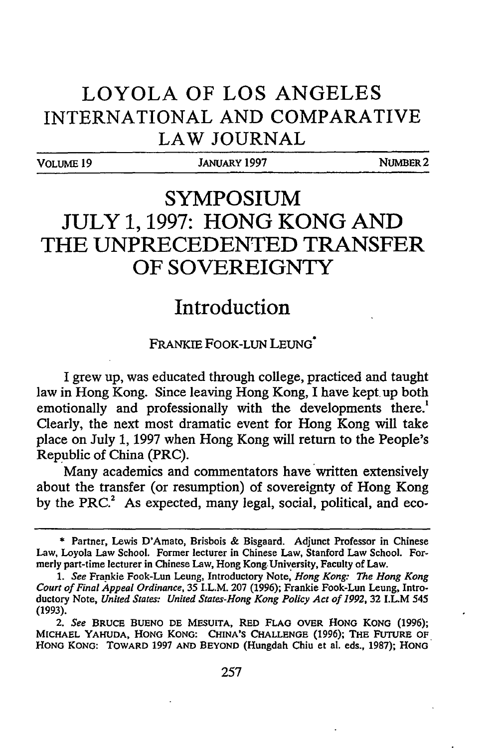# LOYOLA OF LOS ANGELES INTERNATIONAL AND COMPARATIVE LAW JOURNAL

VOLUME 19 | JANUARY 1997 | NUMBER 2

# SYMPOSIUM JULY 1, 1997: HONG KONG AND THE UNPRECEDENTED TRANSFER OF SOVEREIGNTY

## Introduction

FRANKIE FOOK-LUN LEUNG*

I grew up, was educated through college, practiced and taught law in Hong Kong. Since leaving Hong Kong, I have kept up both emotionally and professionally with the developments there.[1] Clearly, the next most dramatic event for Hong Kong will take place on July 1, 1997 when Hong Kong will return to the People's Republic of China (PRC).

Many academics and commentators have written extensively about the transfer (or resumption) of sovereignty of Hong Kong by the PRC.[2] As expected, many legal, social, political, and eco-

---

\* Partner, Lewis D'Amato, Brisbois & Bisgaard. Adjunct Professor in Chinese Law, Loyola Law School. Former lecturer in Chinese Law, Stanford Law School. Formerly part-time lecturer in Chinese Law, Hong Kong University, Faculty of Law.

1. *See* Frankie Fook-Lun Leung, Introductory Note, *Hong Kong: The Hong Kong Court of Final Appeal Ordinance*, 35 I.L.M. 207 (1996); Frankie Fook-Lun Leung, Introductory Note, *United States: United States-Hong Kong Policy Act of 1992*, 32 I.L.M 545 (1993).

2. *See* BRUCE BUENO DE MESUITA, RED FLAG OVER HONG KONG (1996); MICHAEL YAHUDA, HONG KONG: CHINA'S CHALLENGE (1996); THE FUTURE OF HONG KONG: TOWARD 1997 AND BEYOND (Hungdah Chiu et al. eds., 1987); HONG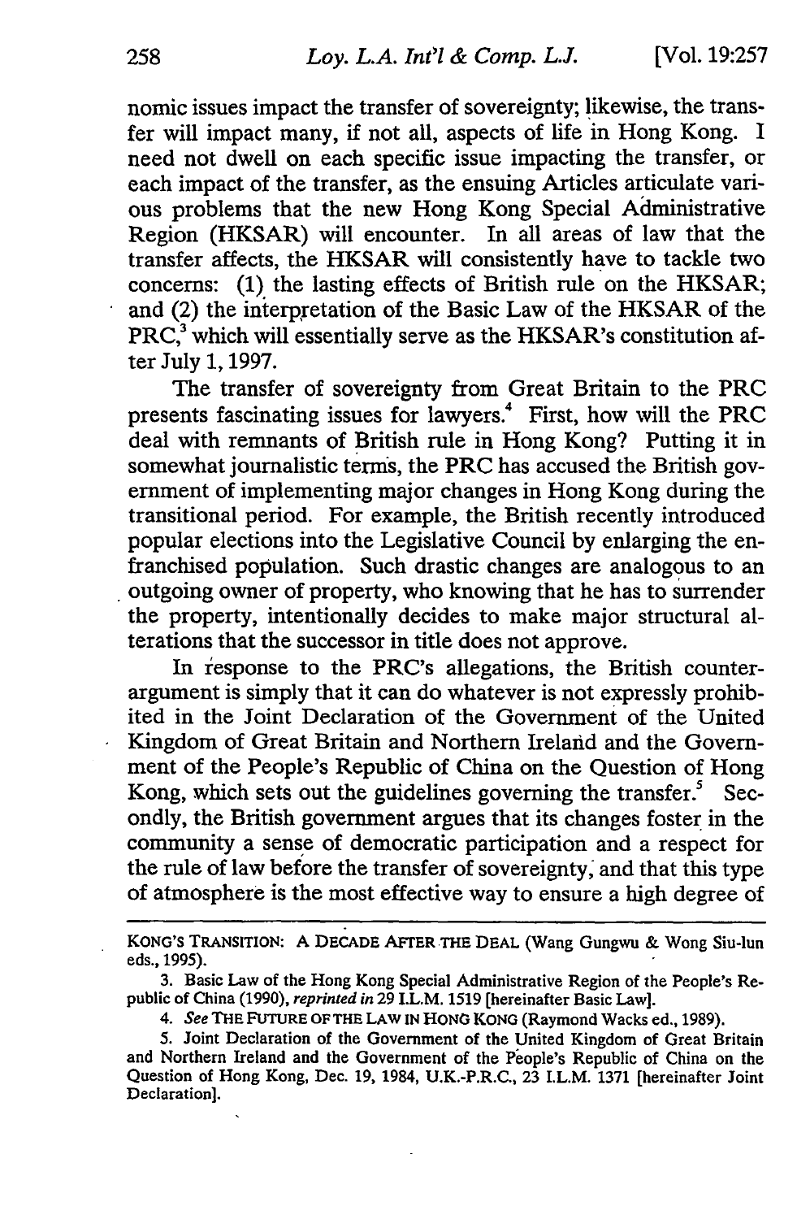nomic issues impact the transfer of sovereignty; likewise, the transfer will impact many, if not all, aspects of life in Hong Kong. I need not dwell on each specific issue impacting the transfer, or each impact of the transfer, as the ensuing Articles articulate various problems that the new Hong Kong Special Administrative Region (HKSAR) will encounter. In all areas of law that the transfer affects, the HKSAR will consistently have to tackle two concerns: (1) the lasting effects of British rule on the HKSAR; and (2) the interpretation of the Basic Law of the HKSAR of the PRC,[3] which will essentially serve as the HKSAR's constitution after July 1, 1997.

The transfer of sovereignty from Great Britain to the PRC presents fascinating issues for lawyers.[4] First, how will the PRC deal with remnants of British rule in Hong Kong? Putting it in somewhat journalistic terms, the PRC has accused the British government of implementing major changes in Hong Kong during the transitional period. For example, the British recently introduced popular elections into the Legislative Council by enlarging the enfranchised population. Such drastic changes are analogous to an outgoing owner of property, who knowing that he has to surrender the property, intentionally decides to make major structural alterations that the successor in title does not approve.

In response to the PRC's allegations, the British counterargument is simply that it can do whatever is not expressly prohibited in the Joint Declaration of the Government of the United Kingdom of Great Britain and Northern Ireland and the Government of the People's Republic of China on the Question of Hong Kong, which sets out the guidelines governing the transfer.[5] Secondly, the British government argues that its changes foster in the community a sense of democratic participation and a respect for the rule of law before the transfer of sovereignty, and that this type of atmosphere is the most effective way to ensure a high degree of

---

KONG'S TRANSITION: A DECADE AFTER THE DEAL (Wang Gungwu & Wong Siu-lun eds., 1995).

3. Basic Law of the Hong Kong Special Administrative Region of the People's Republic of China (1990), *reprinted in* 29 I.L.M. 1519 [hereinafter Basic Law].

4. *See* THE FUTURE OF THE LAW IN HONG KONG (Raymond Wacks ed., 1989).

5. Joint Declaration of the Government of the United Kingdom of Great Britain and Northern Ireland and the Government of the People's Republic of China on the Question of Hong Kong, Dec. 19, 1984, U.K.-P.R.C., 23 I.L.M. 1371 [hereinafter Joint Declaration].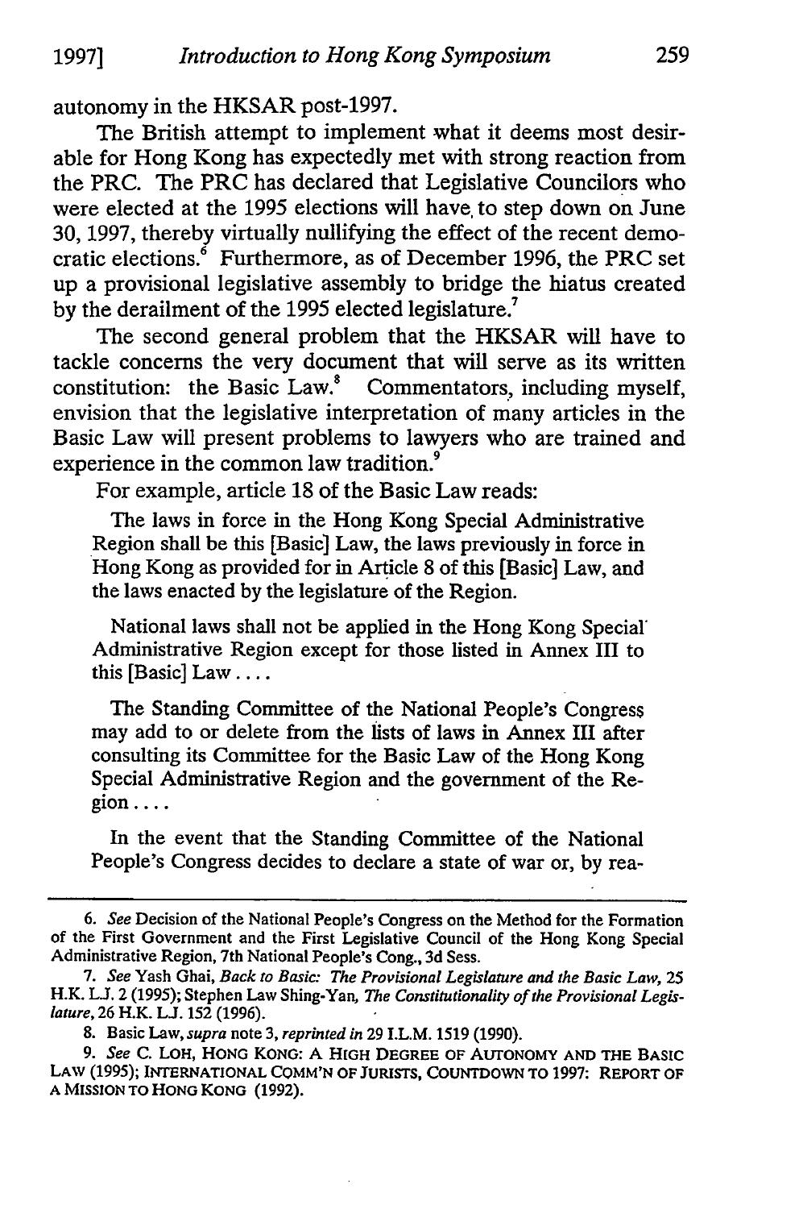autonomy in the HKSAR post-1997.

The British attempt to implement what it deems most desirable for Hong Kong has expectedly met with strong reaction from the PRC. The PRC has declared that Legislative Councilors who were elected at the 1995 elections will have to step down on June 30, 1997, thereby virtually nullifying the effect of the recent democratic elections.[6] Furthermore, as of December 1996, the PRC set up a provisional legislative assembly to bridge the hiatus created by the derailment of the 1995 elected legislature.[7]

The second general problem that the HKSAR will have to tackle concerns the very document that will serve as its written constitution: the Basic Law.[8] Commentators, including myself, envision that the legislative interpretation of many articles in the Basic Law will present problems to lawyers who are trained and experience in the common law tradition.[9]

For example, article 18 of the Basic Law reads:

> The laws in force in the Hong Kong Special Administrative Region shall be this [Basic] Law, the laws previously in force in Hong Kong as provided for in Article 8 of this [Basic] Law, and the laws enacted by the legislature of the Region.
>
> National laws shall not be applied in the Hong Kong Special Administrative Region except for those listed in Annex III to this [Basic] Law . . . .
>
> The Standing Committee of the National People's Congress may add to or delete from the lists of laws in Annex III after consulting its Committee for the Basic Law of the Hong Kong Special Administrative Region and the government of the Region . . . .
>
> In the event that the Standing Committee of the National People's Congress decides to declare a state of war or, by rea-

---

6. *See* Decision of the National People's Congress on the Method for the Formation of the First Government and the First Legislative Council of the Hong Kong Special Administrative Region, 7th National People's Cong., 3d Sess.

7. *See* Yash Ghai, *Back to Basic: The Provisional Legislature and the Basic Law*, 25 H.K. L.J. 2 (1995); Stephen Law Shing-Yan, *The Constitutionality of the Provisional Legislature*, 26 H.K. L.J. 152 (1996).

8. Basic Law, *supra* note 3, *reprinted in* 29 I.L.M. 1519 (1990).

9. *See* C. LOH, HONG KONG: A HIGH DEGREE OF AUTONOMY AND THE BASIC LAW (1995); INTERNATIONAL COMM'N OF JURISTS, COUNTDOWN TO 1997: REPORT OF A MISSION TO HONG KONG (1992).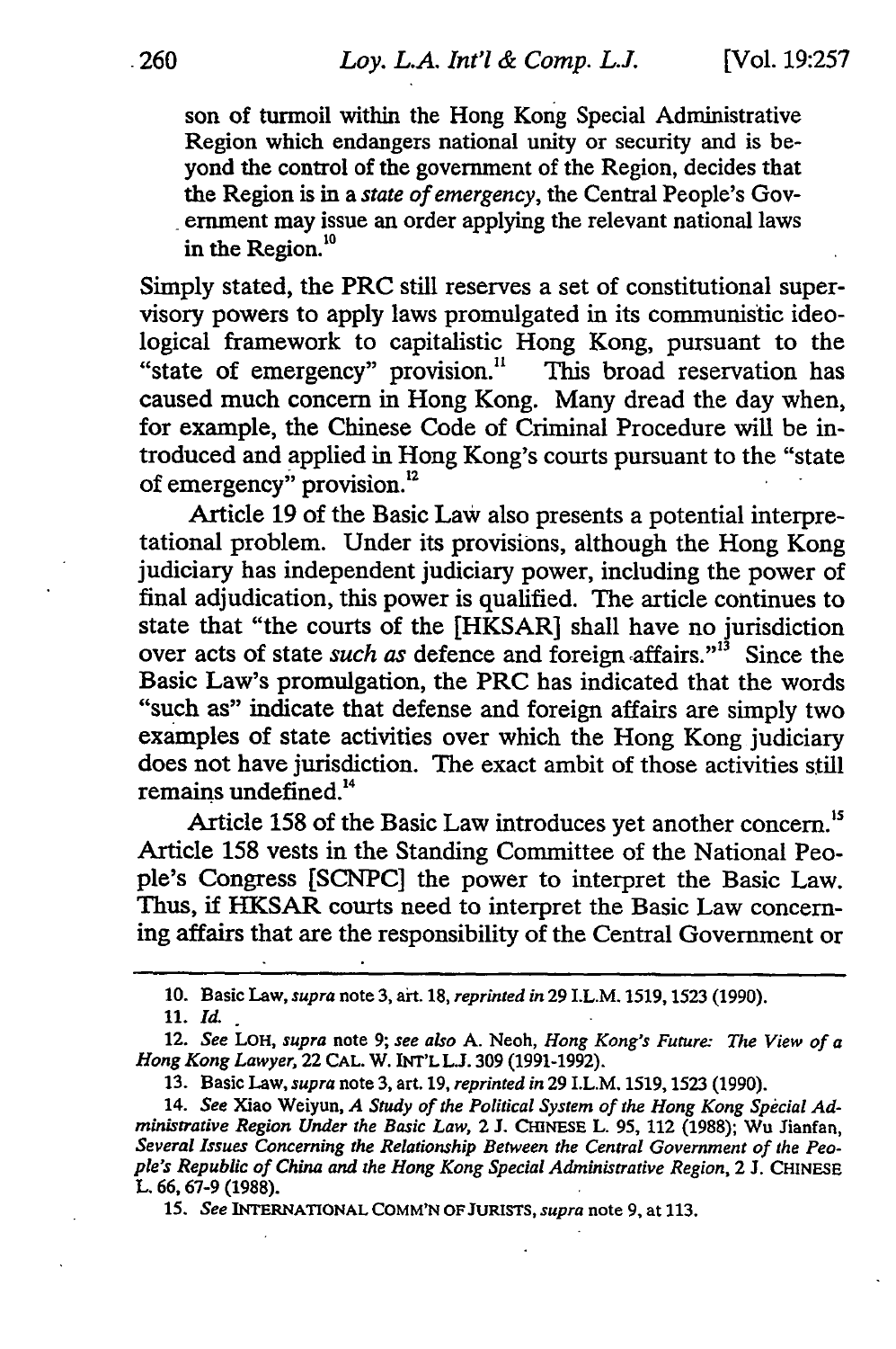son of turmoil within the Hong Kong Special Administrative Region which endangers national unity or security and is beyond the control of the government of the Region, decides that the Region is in a *state of emergency*, the Central People's Government may issue an order applying the relevant national laws in the Region.[10]

Simply stated, the PRC still reserves a set of constitutional supervisory powers to apply laws promulgated in its communistic ideological framework to capitalistic Hong Kong, pursuant to the "state of emergency" provision.[11] This broad reservation has caused much concern in Hong Kong. Many dread the day when, for example, the Chinese Code of Criminal Procedure will be introduced and applied in Hong Kong's courts pursuant to the "state of emergency" provision.[12]

Article 19 of the Basic Law also presents a potential interpretational problem. Under its provisions, although the Hong Kong judiciary has independent judiciary power, including the power of final adjudication, this power is qualified. The article continues to state that "the courts of the [HKSAR] shall have no jurisdiction over acts of state *such as* defence and foreign affairs."[13] Since the Basic Law's promulgation, the PRC has indicated that the words "such as" indicate that defense and foreign affairs are simply two examples of state activities over which the Hong Kong judiciary does not have jurisdiction. The exact ambit of those activities still remains undefined.[14]

Article 158 of the Basic Law introduces yet another concern.[15] Article 158 vests in the Standing Committee of the National People's Congress [SCNPC] the power to interpret the Basic Law. Thus, if HKSAR courts need to interpret the Basic Law concerning affairs that are the responsibility of the Central Government or

---

10. Basic Law, *supra* note 3, art. 18, *reprinted in* 29 I.L.M. 1519, 1523 (1990).

11. *Id.*

12. *See* LOH, *supra* note 9; *see also* A. Neoh, *Hong Kong's Future: The View of a Hong Kong Lawyer*, 22 CAL. W. INT'L L.J. 309 (1991-1992).

13. Basic Law, *supra* note 3, art. 19, *reprinted in* 29 I.L.M. 1519, 1523 (1990).

14. *See* Xiao Weiyun, *A Study of the Political System of the Hong Kong Special Administrative Region Under the Basic Law*, 2 J. CHINESE L. 95, 112 (1988); Wu Jianfan, *Several Issues Concerning the Relationship Between the Central Government of the People's Republic of China and the Hong Kong Special Administrative Region*, 2 J. CHINESE L. 66, 67-9 (1988).

15. *See* INTERNATIONAL COMM'N OF JURISTS, *supra* note 9, at 113.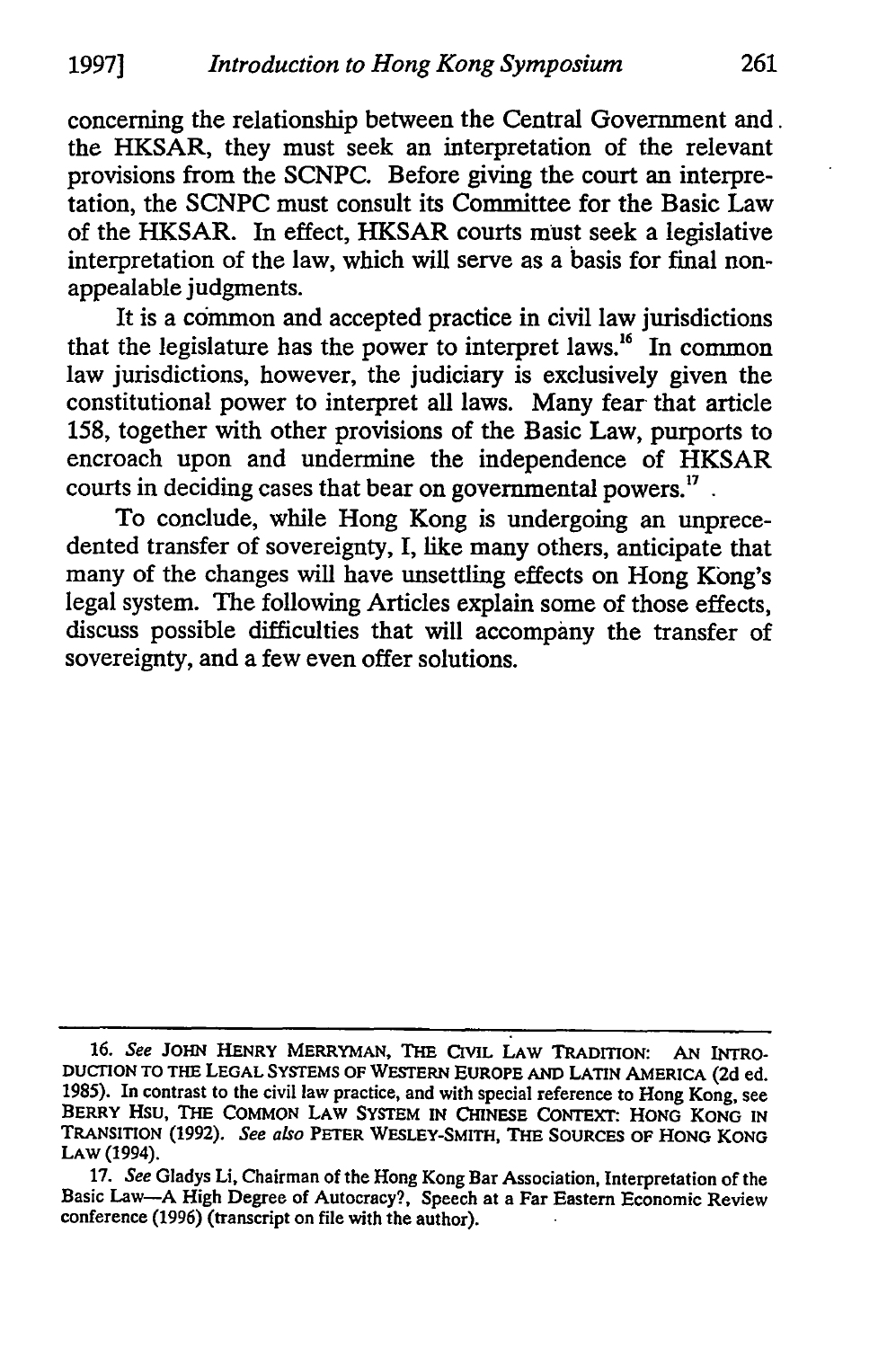concerning the relationship between the Central Government and the HKSAR, they must seek an interpretation of the relevant provisions from the SCNPC. Before giving the court an interpretation, the SCNPC must consult its Committee for the Basic Law of the HKSAR. In effect, HKSAR courts must seek a legislative interpretation of the law, which will serve as a basis for final non-appealable judgments.

It is a common and accepted practice in civil law jurisdictions that the legislature has the power to interpret laws.[16] In common law jurisdictions, however, the judiciary is exclusively given the constitutional power to interpret all laws. Many fear that article 158, together with other provisions of the Basic Law, purports to encroach upon and undermine the independence of HKSAR courts in deciding cases that bear on governmental powers.[17]

To conclude, while Hong Kong is undergoing an unprecedented transfer of sovereignty, I, like many others, anticipate that many of the changes will have unsettling effects on Hong Kong's legal system. The following Articles explain some of those effects, discuss possible difficulties that will accompany the transfer of sovereignty, and a few even offer solutions.

---

16. *See* JOHN HENRY MERRYMAN, THE CIVIL LAW TRADITION: AN INTRODUCTION TO THE LEGAL SYSTEMS OF WESTERN EUROPE AND LATIN AMERICA (2d ed. 1985). In contrast to the civil law practice, and with special reference to Hong Kong, see BERRY HSU, THE COMMON LAW SYSTEM IN CHINESE CONTEXT: HONG KONG IN TRANSITION (1992). *See also* PETER WESLEY-SMITH, THE SOURCES OF HONG KONG LAW (1994).

17. *See* Gladys Li, Chairman of the Hong Kong Bar Association, Interpretation of the Basic Law—A High Degree of Autocracy?, Speech at a Far Eastern Economic Review conference (1996) (transcript on file with the author).